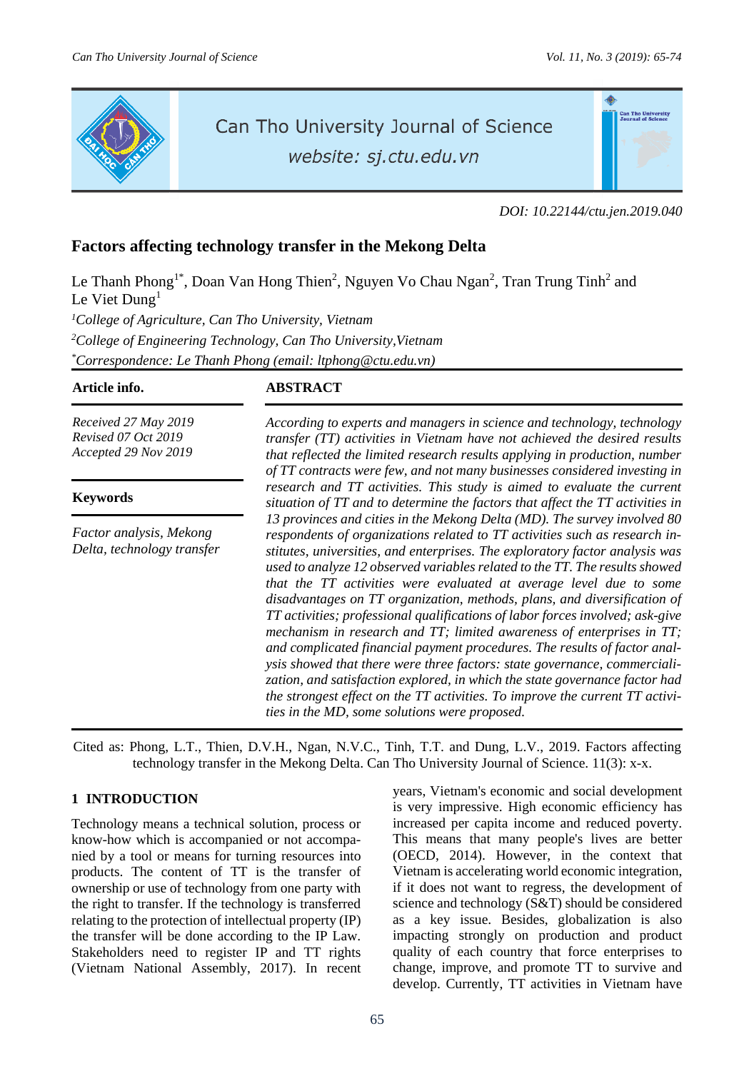DOI: 10.22144/ctu.jen.2019.040

# Factors affecting technology transfer in the Mekong Delta

Le Thanh Phong[1*], Doan Van Hong Thien[2], Nguyen Vo Chau Ngan[2], Tran Trung Tinh[2] and Le Viet Dung[1]

[1]*College of Agriculture, Can Tho University, Vietnam*

[2]*College of Engineering Technology, Can Tho University,Vietnam*

[*]*Correspondence: Le Thanh Phong (email: ltphong@ctu.edu.vn)*

**Article info.**

*Received 27 May 2019*
*Revised 07 Oct 2019*
*Accepted 29 Nov 2019*

**Keywords**

*Factor analysis, Mekong Delta, technology transfer*

**ABSTRACT**

*According to experts and managers in science and technology, technology transfer (TT) activities in Vietnam have not achieved the desired results that reflected the limited research results applying in production, number of TT contracts were few, and not many businesses considered investing in research and TT activities. This study is aimed to evaluate the current situation of TT and to determine the factors that affect the TT activities in 13 provinces and cities in the Mekong Delta (MD). The survey involved 80 respondents of organizations related to TT activities such as research institutes, universities, and enterprises. The exploratory factor analysis was used to analyze 12 observed variables related to the TT. The results showed that the TT activities were evaluated at average level due to some disadvantages on TT organization, methods, plans, and diversification of TT activities; professional qualifications of labor forces involved; ask-give mechanism in research and TT; limited awareness of enterprises in TT; and complicated financial payment procedures. The results of factor analysis showed that there were three factors: state governance, commercialization, and satisfaction explored, in which the state governance factor had the strongest effect on the TT activities. To improve the current TT activities in the MD, some solutions were proposed.*

Cited as: Phong, L.T., Thien, D.V.H., Ngan, N.V.C., Tinh, T.T. and Dung, L.V., 2019. Factors affecting technology transfer in the Mekong Delta. Can Tho University Journal of Science. 11(3): x-x.

## 1 INTRODUCTION

Technology means a technical solution, process or know-how which is accompanied or not accompanied by a tool or means for turning resources into products. The content of TT is the transfer of ownership or use of technology from one party with the right to transfer. If the technology is transferred relating to the protection of intellectual property (IP) the transfer will be done according to the IP Law. Stakeholders need to register IP and TT rights (Vietnam National Assembly, 2017). In recent years, Vietnam's economic and social development is very impressive. High economic efficiency has increased per capita income and reduced poverty. This means that many people's lives are better (OECD, 2014). However, in the context that Vietnam is accelerating world economic integration, if it does not want to regress, the development of science and technology (S&T) should be considered as a key issue. Besides, globalization is also impacting strongly on production and product quality of each country that force enterprises to change, improve, and promote TT to survive and develop. Currently, TT activities in Vietnam have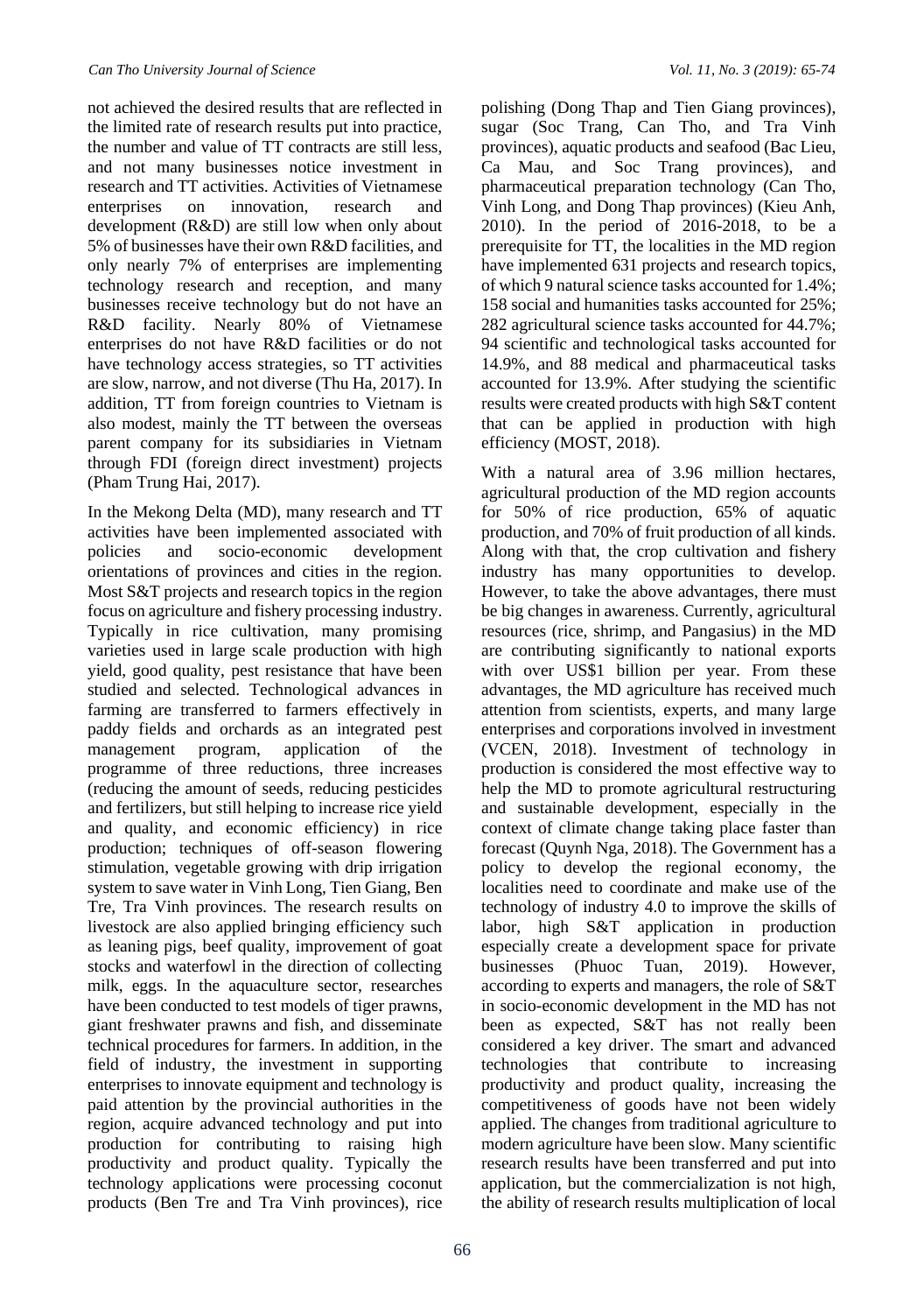not achieved the desired results that are reflected in the limited rate of research results put into practice, the number and value of TT contracts are still less, and not many businesses notice investment in research and TT activities. Activities of Vietnamese enterprises on innovation, research and development (R&D) are still low when only about 5% of businesses have their own R&D facilities, and only nearly 7% of enterprises are implementing technology research and reception, and many businesses receive technology but do not have an R&D facility. Nearly 80% of Vietnamese enterprises do not have R&D facilities or do not have technology access strategies, so TT activities are slow, narrow, and not diverse (Thu Ha, 2017). In addition, TT from foreign countries to Vietnam is also modest, mainly the TT between the overseas parent company for its subsidiaries in Vietnam through FDI (foreign direct investment) projects (Pham Trung Hai, 2017).

In the Mekong Delta (MD), many research and TT activities have been implemented associated with policies and socio-economic development orientations of provinces and cities in the region. Most S&T projects and research topics in the region focus on agriculture and fishery processing industry. Typically in rice cultivation, many promising varieties used in large scale production with high yield, good quality, pest resistance that have been studied and selected. Technological advances in farming are transferred to farmers effectively in paddy fields and orchards as an integrated pest management program, application of the programme of three reductions, three increases (reducing the amount of seeds, reducing pesticides and fertilizers, but still helping to increase rice yield and quality, and economic efficiency) in rice production; techniques of off-season flowering stimulation, vegetable growing with drip irrigation system to save water in Vinh Long, Tien Giang, Ben Tre, Tra Vinh provinces. The research results on livestock are also applied bringing efficiency such as leaning pigs, beef quality, improvement of goat stocks and waterfowl in the direction of collecting milk, eggs. In the aquaculture sector, researches have been conducted to test models of tiger prawns, giant freshwater prawns and fish, and disseminate technical procedures for farmers. In addition, in the field of industry, the investment in supporting enterprises to innovate equipment and technology is paid attention by the provincial authorities in the region, acquire advanced technology and put into production for contributing to raising high productivity and product quality. Typically the technology applications were processing coconut products (Ben Tre and Tra Vinh provinces), rice polishing (Dong Thap and Tien Giang provinces), sugar (Soc Trang, Can Tho, and Tra Vinh provinces), aquatic products and seafood (Bac Lieu, Ca Mau, and Soc Trang provinces), and pharmaceutical preparation technology (Can Tho, Vinh Long, and Dong Thap provinces) (Kieu Anh, 2010). In the period of 2016-2018, to be a prerequisite for TT, the localities in the MD region have implemented 631 projects and research topics, of which 9 natural science tasks accounted for 1.4%; 158 social and humanities tasks accounted for 25%; 282 agricultural science tasks accounted for 44.7%; 94 scientific and technological tasks accounted for 14.9%, and 88 medical and pharmaceutical tasks accounted for 13.9%. After studying the scientific results were created products with high S&T content that can be applied in production with high efficiency (MOST, 2018).

With a natural area of 3.96 million hectares, agricultural production of the MD region accounts for 50% of rice production, 65% of aquatic production, and 70% of fruit production of all kinds. Along with that, the crop cultivation and fishery industry has many opportunities to develop. However, to take the above advantages, there must be big changes in awareness. Currently, agricultural resources (rice, shrimp, and Pangasius) in the MD are contributing significantly to national exports with over US$1 billion per year. From these advantages, the MD agriculture has received much attention from scientists, experts, and many large enterprises and corporations involved in investment (VCEN, 2018). Investment of technology in production is considered the most effective way to help the MD to promote agricultural restructuring and sustainable development, especially in the context of climate change taking place faster than forecast (Quynh Nga, 2018). The Government has a policy to develop the regional economy, the localities need to coordinate and make use of the technology of industry 4.0 to improve the skills of labor, high S&T application in production especially create a development space for private businesses (Phuoc Tuan, 2019). However, according to experts and managers, the role of S&T in socio-economic development in the MD has not been as expected, S&T has not really been considered a key driver. The smart and advanced technologies that contribute to increasing productivity and product quality, increasing the competitiveness of goods have not been widely applied. The changes from traditional agriculture to modern agriculture have been slow. Many scientific research results have been transferred and put into application, but the commercialization is not high, the ability of research results multiplication of local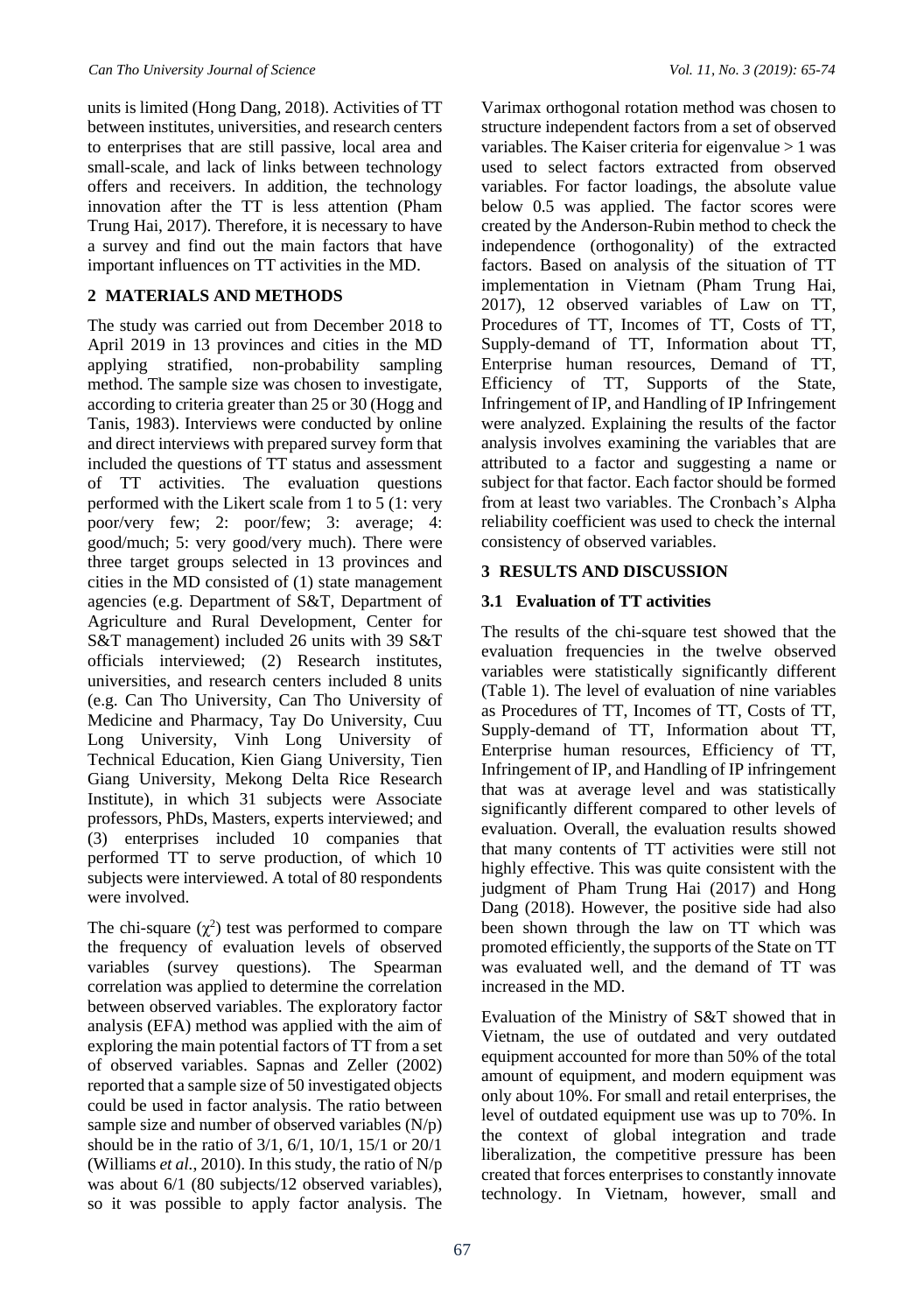units is limited (Hong Dang, 2018). Activities of TT between institutes, universities, and research centers to enterprises that are still passive, local area and small-scale, and lack of links between technology offers and receivers. In addition, the technology innovation after the TT is less attention (Pham Trung Hai, 2017). Therefore, it is necessary to have a survey and find out the main factors that have important influences on TT activities in the MD.

## 2 MATERIALS AND METHODS

The study was carried out from December 2018 to April 2019 in 13 provinces and cities in the MD applying stratified, non-probability sampling method. The sample size was chosen to investigate, according to criteria greater than 25 or 30 (Hogg and Tanis, 1983). Interviews were conducted by online and direct interviews with prepared survey form that included the questions of TT status and assessment of TT activities. The evaluation questions performed with the Likert scale from 1 to 5 (1: very poor/very few; 2: poor/few; 3: average; 4: good/much; 5: very good/very much). There were three target groups selected in 13 provinces and cities in the MD consisted of (1) state management agencies (e.g. Department of S&T, Department of Agriculture and Rural Development, Center for S&T management) included 26 units with 39 S&T officials interviewed; (2) Research institutes, universities, and research centers included 8 units (e.g. Can Tho University, Can Tho University of Medicine and Pharmacy, Tay Do University, Cuu Long University, Vinh Long University of Technical Education, Kien Giang University, Tien Giang University, Mekong Delta Rice Research Institute), in which 31 subjects were Associate professors, PhDs, Masters, experts interviewed; and (3) enterprises included 10 companies that performed TT to serve production, of which 10 subjects were interviewed. A total of 80 respondents were involved.

The chi-square ($\chi^2$) test was performed to compare the frequency of evaluation levels of observed variables (survey questions). The Spearman correlation was applied to determine the correlation between observed variables. The exploratory factor analysis (EFA) method was applied with the aim of exploring the main potential factors of TT from a set of observed variables. Sapnas and Zeller (2002) reported that a sample size of 50 investigated objects could be used in factor analysis. The ratio between sample size and number of observed variables (N/p) should be in the ratio of 3/1, 6/1, 10/1, 15/1 or 20/1 (Williams *et al.*, 2010). In this study, the ratio of N/p was about 6/1 (80 subjects/12 observed variables), so it was possible to apply factor analysis. The Varimax orthogonal rotation method was chosen to structure independent factors from a set of observed variables. The Kaiser criteria for eigenvalue > 1 was used to select factors extracted from observed variables. For factor loadings, the absolute value below 0.5 was applied. The factor scores were created by the Anderson-Rubin method to check the independence (orthogonality) of the extracted factors. Based on analysis of the situation of TT implementation in Vietnam (Pham Trung Hai, 2017), 12 observed variables of Law on TT, Procedures of TT, Incomes of TT, Costs of TT, Supply-demand of TT, Information about TT, Enterprise human resources, Demand of TT, Efficiency of TT, Supports of the State, Infringement of IP, and Handling of IP Infringement were analyzed. Explaining the results of the factor analysis involves examining the variables that are attributed to a factor and suggesting a name or subject for that factor. Each factor should be formed from at least two variables. The Cronbach's Alpha reliability coefficient was used to check the internal consistency of observed variables.

## 3 RESULTS AND DISCUSSION

### 3.1 Evaluation of TT activities

The results of the chi-square test showed that the evaluation frequencies in the twelve observed variables were statistically significantly different (Table 1). The level of evaluation of nine variables as Procedures of TT, Incomes of TT, Costs of TT, Supply-demand of TT, Information about TT, Enterprise human resources, Efficiency of TT, Infringement of IP, and Handling of IP infringement that was at average level and was statistically significantly different compared to other levels of evaluation. Overall, the evaluation results showed that many contents of TT activities were still not highly effective. This was quite consistent with the judgment of Pham Trung Hai (2017) and Hong Dang (2018). However, the positive side had also been shown through the law on TT which was promoted efficiently, the supports of the State on TT was evaluated well, and the demand of TT was increased in the MD.

Evaluation of the Ministry of S&T showed that in Vietnam, the use of outdated and very outdated equipment accounted for more than 50% of the total amount of equipment, and modern equipment was only about 10%. For small and retail enterprises, the level of outdated equipment use was up to 70%. In the context of global integration and trade liberalization, the competitive pressure has been created that forces enterprises to constantly innovate technology. In Vietnam, however, small and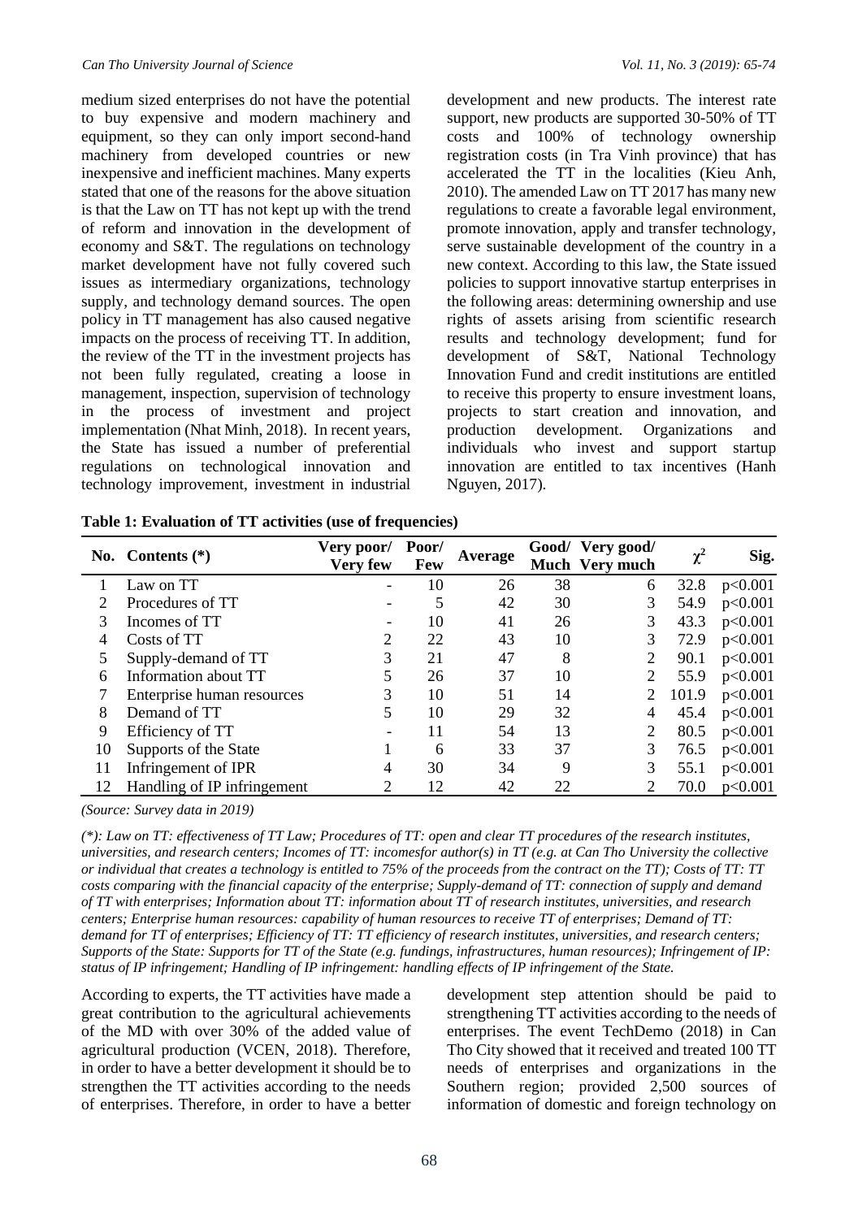medium sized enterprises do not have the potential to buy expensive and modern machinery and equipment, so they can only import second-hand machinery from developed countries or new inexpensive and inefficient machines. Many experts stated that one of the reasons for the above situation is that the Law on TT has not kept up with the trend of reform and innovation in the development of economy and S&T. The regulations on technology market development have not fully covered such issues as intermediary organizations, technology supply, and technology demand sources. The open policy in TT management has also caused negative impacts on the process of receiving TT. In addition, the review of the TT in the investment projects has not been fully regulated, creating a loose in management, inspection, supervision of technology in the process of investment and project implementation (Nhat Minh, 2018). In recent years, the State has issued a number of preferential regulations on technological innovation and technology improvement, investment in industrial development and new products. The interest rate support, new products are supported 30-50% of TT costs and 100% of technology ownership registration costs (in Tra Vinh province) that has accelerated the TT in the localities (Kieu Anh, 2010). The amended Law on TT 2017 has many new regulations to create a favorable legal environment, promote innovation, apply and transfer technology, serve sustainable development of the country in a new context. According to this law, the State issued policies to support innovative startup enterprises in the following areas: determining ownership and use rights of assets arising from scientific research results and technology development; fund for development of S&T, National Technology Innovation Fund and credit institutions are entitled to receive this property to ensure investment loans, projects to start creation and innovation, and production development. Organizations and individuals who invest and support startup innovation are entitled to tax incentives (Hanh Nguyen, 2017).

**Table 1: Evaluation of TT activities (use of frequencies)**

| No. | Contents (*) | Very poor/ Very few | Poor/ Few | Average | Good/ Much | Very good/ Very much | $\chi^2$ | Sig. |
|---|---|---|---|---|---|---|---|---|
| 1 | Law on TT | - | 10 | 26 | 38 | 6 | 32.8 | p<0.001 |
| 2 | Procedures of TT | - | 5 | 42 | 30 | 3 | 54.9 | p<0.001 |
| 3 | Incomes of TT | - | 10 | 41 | 26 | 3 | 43.3 | p<0.001 |
| 4 | Costs of TT | 2 | 22 | 43 | 10 | 3 | 72.9 | p<0.001 |
| 5 | Supply-demand of TT | 3 | 21 | 47 | 8 | 2 | 90.1 | p<0.001 |
| 6 | Information about TT | 5 | 26 | 37 | 10 | 2 | 55.9 | p<0.001 |
| 7 | Enterprise human resources | 3 | 10 | 51 | 14 | 2 | 101.9 | p<0.001 |
| 8 | Demand of TT | 5 | 10 | 29 | 32 | 4 | 45.4 | p<0.001 |
| 9 | Efficiency of TT | - | 11 | 54 | 13 | 2 | 80.5 | p<0.001 |
| 10 | Supports of the State | 1 | 6 | 33 | 37 | 3 | 76.5 | p<0.001 |
| 11 | Infringement of IPR | 4 | 30 | 34 | 9 | 3 | 55.1 | p<0.001 |
| 12 | Handling of IP infringement | 2 | 12 | 42 | 22 | 2 | 70.0 | p<0.001 |

*(Source: Survey data in 2019)*

*(*): Law on TT: effectiveness of TT Law; Procedures of TT: open and clear TT procedures of the research institutes, universities, and research centers; Incomes of TT: incomesfor author(s) in TT (e.g. at Can Tho University the collective or individual that creates a technology is entitled to 75% of the proceeds from the contract on the TT); Costs of TT: TT costs comparing with the financial capacity of the enterprise; Supply-demand of TT: connection of supply and demand of TT with enterprises; Information about TT: information about TT of research institutes, universities, and research centers; Enterprise human resources: capability of human resources to receive TT of enterprises; Demand of TT: demand for TT of enterprises; Efficiency of TT: TT efficiency of research institutes, universities, and research centers; Supports of the State: Supports for TT of the State (e.g. fundings, infrastructures, human resources); Infringement of IP: status of IP infringement; Handling of IP infringement: handling effects of IP infringement of the State.*

According to experts, the TT activities have made a great contribution to the agricultural achievements of the MD with over 30% of the added value of agricultural production (VCEN, 2018). Therefore, in order to have a better development it should be to strengthen the TT activities according to the needs of enterprises. Therefore, in order to have a better development step attention should be paid to strengthening TT activities according to the needs of enterprises. The event TechDemo (2018) in Can Tho City showed that it received and treated 100 TT needs of enterprises and organizations in the Southern region; provided 2,500 sources of information of domestic and foreign technology on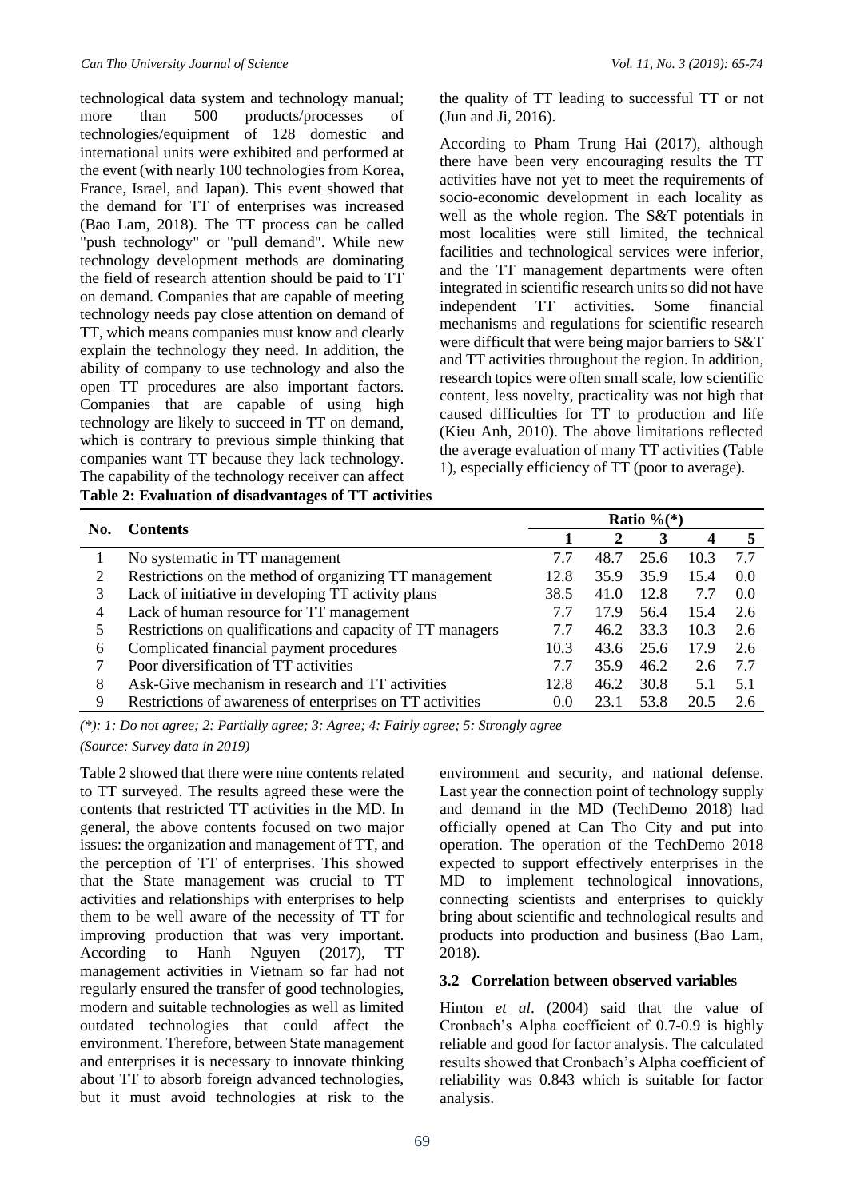technological data system and technology manual; more than 500 products/processes of technologies/equipment of 128 domestic and international units were exhibited and performed at the event (with nearly 100 technologies from Korea, France, Israel, and Japan). This event showed that the demand for TT of enterprises was increased (Bao Lam, 2018). The TT process can be called "push technology" or "pull demand". While new technology development methods are dominating the field of research attention should be paid to TT on demand. Companies that are capable of meeting technology needs pay close attention on demand of TT, which means companies must know and clearly explain the technology they need. In addition, the ability of company to use technology and also the open TT procedures are also important factors. Companies that are capable of using high technology are likely to succeed in TT on demand, which is contrary to previous simple thinking that companies want TT because they lack technology. The capability of the technology receiver can affect the quality of TT leading to successful TT or not (Jun and Ji, 2016).

According to Pham Trung Hai (2017), although there have been very encouraging results the TT activities have not yet to meet the requirements of socio-economic development in each locality as well as the whole region. The S&T potentials in most localities were still limited, the technical facilities and technological services were inferior, and the TT management departments were often integrated in scientific research units so did not have independent TT activities. Some financial mechanisms and regulations for scientific research were difficult that were being major barriers to S&T and TT activities throughout the region. In addition, research topics were often small scale, low scientific content, less novelty, practicality was not high that caused difficulties for TT to production and life (Kieu Anh, 2010). The above limitations reflected the average evaluation of many TT activities (Table 1), especially efficiency of TT (poor to average).

**Table 2: Evaluation of disadvantages of TT activities**

| No. | Contents | Ratio %(*) | | | | |
|---|---|---|---|---|---|---|
| | | **1** | **2** | **3** | **4** | **5** |
| 1 | No systematic in TT management | 7.7 | 48.7 | 25.6 | 10.3 | 7.7 |
| 2 | Restrictions on the method of organizing TT management | 12.8 | 35.9 | 35.9 | 15.4 | 0.0 |
| 3 | Lack of initiative in developing TT activity plans | 38.5 | 41.0 | 12.8 | 7.7 | 0.0 |
| 4 | Lack of human resource for TT management | 7.7 | 17.9 | 56.4 | 15.4 | 2.6 |
| 5 | Restrictions on qualifications and capacity of TT managers | 7.7 | 46.2 | 33.3 | 10.3 | 2.6 |
| 6 | Complicated financial payment procedures | 10.3 | 43.6 | 25.6 | 17.9 | 2.6 |
| 7 | Poor diversification of TT activities | 7.7 | 35.9 | 46.2 | 2.6 | 7.7 |
| 8 | Ask-Give mechanism in research and TT activities | 12.8 | 46.2 | 30.8 | 5.1 | 5.1 |
| 9 | Restrictions of awareness of enterprises on TT activities | 0.0 | 23.1 | 53.8 | 20.5 | 2.6 |

*(\*): 1: Do not agree; 2: Partially agree; 3: Agree; 4: Fairly agree; 5: Strongly agree*

*(Source: Survey data in 2019)*

Table 2 showed that there were nine contents related to TT surveyed. The results agreed these were the contents that restricted TT activities in the MD. In general, the above contents focused on two major issues: the organization and management of TT, and the perception of TT of enterprises. This showed that the State management was crucial to TT activities and relationships with enterprises to help them to be well aware of the necessity of TT for improving production that was very important. According to Hanh Nguyen (2017), TT management activities in Vietnam so far had not regularly ensured the transfer of good technologies, modern and suitable technologies as well as limited outdated technologies that could affect the environment. Therefore, between State management and enterprises it is necessary to innovate thinking about TT to absorb foreign advanced technologies, but it must avoid technologies at risk to the environment and security, and national defense. Last year the connection point of technology supply and demand in the MD (TechDemo 2018) had officially opened at Can Tho City and put into operation. The operation of the TechDemo 2018 expected to support effectively enterprises in the MD to implement technological innovations, connecting scientists and enterprises to quickly bring about scientific and technological results and products into production and business (Bao Lam, 2018).

### 3.2 Correlation between observed variables

Hinton *et al*. (2004) said that the value of Cronbach's Alpha coefficient of 0.7-0.9 is highly reliable and good for factor analysis. The calculated results showed that Cronbach's Alpha coefficient of reliability was 0.843 which is suitable for factor analysis.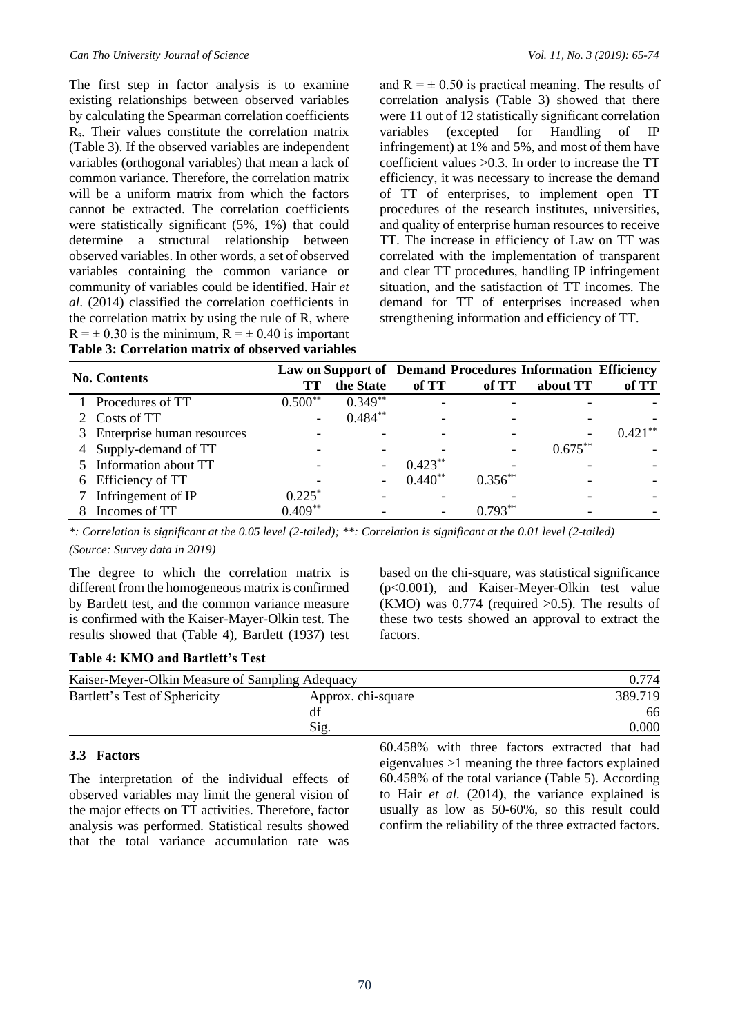The first step in factor analysis is to examine existing relationships between observed variables by calculating the Spearman correlation coefficients $R_s$. Their values constitute the correlation matrix (Table 3). If the observed variables are independent variables (orthogonal variables) that mean a lack of common variance. Therefore, the correlation matrix will be a uniform matrix from which the factors cannot be extracted. The correlation coefficients were statistically significant (5%, 1%) that could determine a structural relationship between observed variables. In other words, a set of observed variables containing the common variance or community of variables could be identified. Hair *et al*. (2014) classified the correlation coefficients in the correlation matrix by using the rule of R, where $R = \pm 0.30$ is the minimum, $R = \pm 0.40$ is important and $R = \pm 0.50$ is practical meaning. The results of correlation analysis (Table 3) showed that there were 11 out of 12 statistically significant correlation variables (excepted for Handling of IP infringement) at 1% and 5%, and most of them have coefficient values >0.3. In order to increase the TT efficiency, it was necessary to increase the demand of TT of enterprises, to implement open TT procedures of the research institutes, universities, and quality of enterprise human resources to receive TT. The increase in efficiency of Law on TT was correlated with the implementation of transparent and clear TT procedures, handling IP infringement situation, and the satisfaction of TT incomes. The demand for TT of enterprises increased when strengthening information and efficiency of TT.

**Table 3: Correlation matrix of observed variables**

| No. | Contents | Law on TT | Support of the State | Demand of TT | Procedures of TT | Information about TT | Efficiency of TT |
|---|---|---|---|---|---|---|---|
| 1 | Procedures of TT | 0.500** | 0.349** | - | - | - | - |
| 2 | Costs of TT | - | 0.484** | - | - | - | - |
| 3 | Enterprise human resources | - | - | - | - | - | 0.421** |
| 4 | Supply-demand of TT | - | - | - | - | 0.675** | - |
| 5 | Information about TT | - | - | 0.423** | - | - | - |
| 6 | Efficiency of TT | - | - | 0.440** | 0.356** | - | - |
| 7 | Infringement of IP | 0.225* | - | - | - | - | - |
| 8 | Incomes of TT | 0.409** | - | - | 0.793** | - | - |

*\*: Correlation is significant at the 0.05 level (2-tailed); \*\*: Correlation is significant at the 0.01 level (2-tailed)*

*(Source: Survey data in 2019)*

The degree to which the correlation matrix is different from the homogeneous matrix is confirmed by Bartlett test, and the common variance measure is confirmed with the Kaiser-Mayer-Olkin test. The results showed that (Table 4), Bartlett (1937) test based on the chi-square, was statistical significance ($p<0.001$), and Kaiser-Meyer-Olkin test value (KMO) was 0.774 (required >0.5). The results of these two tests showed an approval to extract the factors.

**Table 4: KMO and Bartlett's Test**

| | | |
|---|---|---|
| Kaiser-Meyer-Olkin Measure of Sampling Adequacy | | 0.774 |
| Bartlett's Test of Sphericity | Approx. chi-square | 389.719 |
| | df | 66 |
| | Sig. | 0.000 |

### 3.3 Factors

The interpretation of the individual effects of observed variables may limit the general vision of the major effects on TT activities. Therefore, factor analysis was performed. Statistical results showed that the total variance accumulation rate was 60.458% with three factors extracted that had eigenvalues >1 meaning the three factors explained 60.458% of the total variance (Table 5). According to Hair *et al.* (2014), the variance explained is usually as low as 50-60%, so this result could confirm the reliability of the three extracted factors.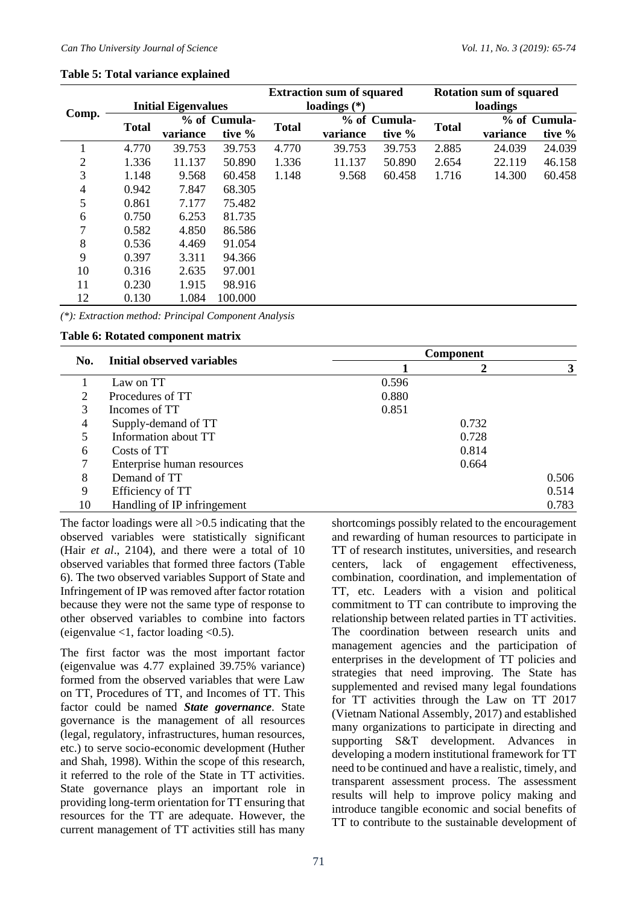**Table 5: Total variance explained**

| Comp. | Initial Eigenvalues | | | Extraction sum of squared loadings (*) | | | Rotation sum of squared loadings | | |
|---|---|---|---|---|---|---|---|---|---|
| | Total | % of variance | Cumulative % | Total | % of variance | Cumulative % | Total | % of variance | Cumulative % |
| 1 | 4.770 | 39.753 | 39.753 | 4.770 | 39.753 | 39.753 | 2.885 | 24.039 | 24.039 |
| 2 | 1.336 | 11.137 | 50.890 | 1.336 | 11.137 | 50.890 | 2.654 | 22.119 | 46.158 |
| 3 | 1.148 | 9.568 | 60.458 | 1.148 | 9.568 | 60.458 | 1.716 | 14.300 | 60.458 |
| 4 | 0.942 | 7.847 | 68.305 | | | | | | |
| 5 | 0.861 | 7.177 | 75.482 | | | | | | |
| 6 | 0.750 | 6.253 | 81.735 | | | | | | |
| 7 | 0.582 | 4.850 | 86.586 | | | | | | |
| 8 | 0.536 | 4.469 | 91.054 | | | | | | |
| 9 | 0.397 | 3.311 | 94.366 | | | | | | |
| 10 | 0.316 | 2.635 | 97.001 | | | | | | |
| 11 | 0.230 | 1.915 | 98.916 | | | | | | |
| 12 | 0.130 | 1.084 | 100.000 | | | | | | |

*(\*): Extraction method: Principal Component Analysis*

**Table 6: Rotated component matrix**

| No. | Initial observed variables | Component | | |
|---|---|---|---|---|
| | | 1 | 2 | 3 |
| 1 | Law on TT | 0.596 | | |
| 2 | Procedures of TT | 0.880 | | |
| 3 | Incomes of TT | 0.851 | | |
| 4 | Supply-demand of TT | | 0.732 | |
| 5 | Information about TT | | 0.728 | |
| 6 | Costs of TT | | 0.814 | |
| 7 | Enterprise human resources | | 0.664 | |
| 8 | Demand of TT | | | 0.506 |
| 9 | Efficiency of TT | | | 0.514 |
| 10 | Handling of IP infringement | | | 0.783 |

The factor loadings were all >0.5 indicating that the observed variables were statistically significant (Hair *et al*., 2104), and there were a total of 10 observed variables that formed three factors (Table 6). The two observed variables Support of State and Infringement of IP was removed after factor rotation because they were not the same type of response to other observed variables to combine into factors (eigenvalue <1, factor loading <0.5).

The first factor was the most important factor (eigenvalue was 4.77 explained 39.75% variance) formed from the observed variables that were Law on TT, Procedures of TT, and Incomes of TT. This factor could be named ***State governance***. State governance is the management of all resources (legal, regulatory, infrastructures, human resources, etc.) to serve socio-economic development (Huther and Shah, 1998). Within the scope of this research, it referred to the role of the State in TT activities. State governance plays an important role in providing long-term orientation for TT ensuring that resources for the TT are adequate. However, the current management of TT activities still has many shortcomings possibly related to the encouragement and rewarding of human resources to participate in TT of research institutes, universities, and research centers, lack of engagement effectiveness, combination, coordination, and implementation of TT, etc. Leaders with a vision and political commitment to TT can contribute to improving the relationship between related parties in TT activities. The coordination between research units and management agencies and the participation of enterprises in the development of TT policies and strategies that need improving. The State has supplemented and revised many legal foundations for TT activities through the Law on TT 2017 (Vietnam National Assembly, 2017) and established many organizations to participate in directing and supporting S&T development. Advances in developing a modern institutional framework for TT need to be continued and have a realistic, timely, and transparent assessment process. The assessment results will help to improve policy making and introduce tangible economic and social benefits of TT to contribute to the sustainable development of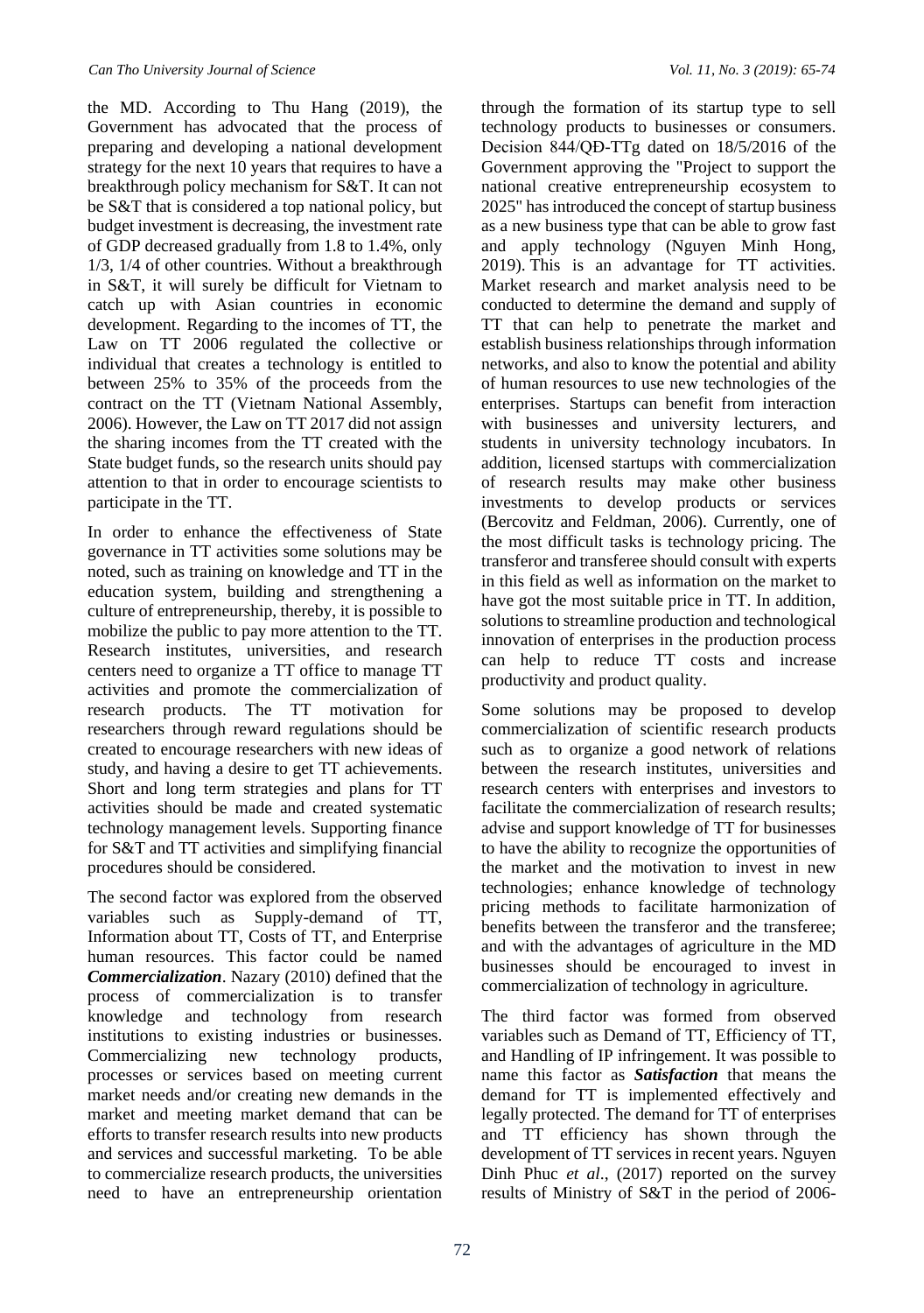the MD. According to Thu Hang (2019), the Government has advocated that the process of preparing and developing a national development strategy for the next 10 years that requires to have a breakthrough policy mechanism for S&T. It can not be S&T that is considered a top national policy, but budget investment is decreasing, the investment rate of GDP decreased gradually from 1.8 to 1.4%, only 1/3, 1/4 of other countries. Without a breakthrough in S&T, it will surely be difficult for Vietnam to catch up with Asian countries in economic development. Regarding to the incomes of TT, the Law on TT 2006 regulated the collective or individual that creates a technology is entitled to between 25% to 35% of the proceeds from the contract on the TT (Vietnam National Assembly, 2006). However, the Law on TT 2017 did not assign the sharing incomes from the TT created with the State budget funds, so the research units should pay attention to that in order to encourage scientists to participate in the TT.

In order to enhance the effectiveness of State governance in TT activities some solutions may be noted, such as training on knowledge and TT in the education system, building and strengthening a culture of entrepreneurship, thereby, it is possible to mobilize the public to pay more attention to the TT. Research institutes, universities, and research centers need to organize a TT office to manage TT activities and promote the commercialization of research products. The TT motivation for researchers through reward regulations should be created to encourage researchers with new ideas of study, and having a desire to get TT achievements. Short and long term strategies and plans for TT activities should be made and created systematic technology management levels. Supporting finance for S&T and TT activities and simplifying financial procedures should be considered.

The second factor was explored from the observed variables such as Supply-demand of TT, Information about TT, Costs of TT, and Enterprise human resources. This factor could be named ***Commercialization***. Nazary (2010) defined that the process of commercialization is to transfer knowledge and technology from research institutions to existing industries or businesses. Commercializing new technology products, processes or services based on meeting current market needs and/or creating new demands in the market and meeting market demand that can be efforts to transfer research results into new products and services and successful marketing. To be able to commercialize research products, the universities need to have an entrepreneurship orientation through the formation of its startup type to sell technology products to businesses or consumers. Decision 844/QĐ-TTg dated on 18/5/2016 of the Government approving the "Project to support the national creative entrepreneurship ecosystem to 2025" has introduced the concept of startup business as a new business type that can be able to grow fast and apply technology (Nguyen Minh Hong, 2019). This is an advantage for TT activities. Market research and market analysis need to be conducted to determine the demand and supply of TT that can help to penetrate the market and establish business relationships through information networks, and also to know the potential and ability of human resources to use new technologies of the enterprises. Startups can benefit from interaction with businesses and university lecturers, and students in university technology incubators. In addition, licensed startups with commercialization of research results may make other business investments to develop products or services (Bercovitz and Feldman, 2006). Currently, one of the most difficult tasks is technology pricing. The transferor and transferee should consult with experts in this field as well as information on the market to have got the most suitable price in TT. In addition, solutions to streamline production and technological innovation of enterprises in the production process can help to reduce TT costs and increase productivity and product quality.

Some solutions may be proposed to develop commercialization of scientific research products such as to organize a good network of relations between the research institutes, universities and research centers with enterprises and investors to facilitate the commercialization of research results; advise and support knowledge of TT for businesses to have the ability to recognize the opportunities of the market and the motivation to invest in new technologies; enhance knowledge of technology pricing methods to facilitate harmonization of benefits between the transferor and the transferee; and with the advantages of agriculture in the MD businesses should be encouraged to invest in commercialization of technology in agriculture.

The third factor was formed from observed variables such as Demand of TT, Efficiency of TT, and Handling of IP infringement. It was possible to name this factor as ***Satisfaction*** that means the demand for TT is implemented effectively and legally protected. The demand for TT of enterprises and TT efficiency has shown through the development of TT services in recent years. Nguyen Dinh Phuc *et al*., (2017) reported on the survey results of Ministry of S&T in the period of 2006-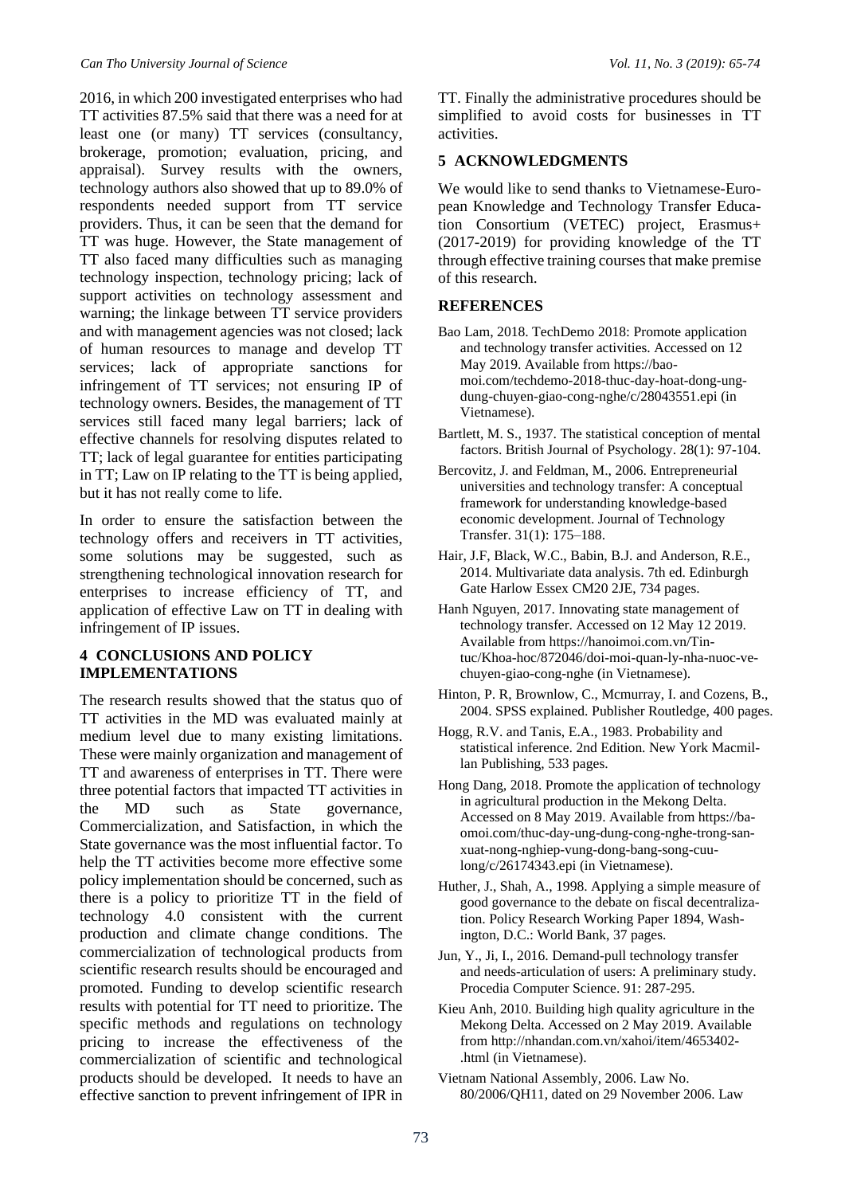2016, in which 200 investigated enterprises who had TT activities 87.5% said that there was a need for at least one (or many) TT services (consultancy, brokerage, promotion; evaluation, pricing, and appraisal). Survey results with the owners, technology authors also showed that up to 89.0% of respondents needed support from TT service providers. Thus, it can be seen that the demand for TT was huge. However, the State management of TT also faced many difficulties such as managing technology inspection, technology pricing; lack of support activities on technology assessment and warning; the linkage between TT service providers and with management agencies was not closed; lack of human resources to manage and develop TT services; lack of appropriate sanctions for infringement of TT services; not ensuring IP of technology owners. Besides, the management of TT services still faced many legal barriers; lack of effective channels for resolving disputes related to TT; lack of legal guarantee for entities participating in TT; Law on IP relating to the TT is being applied, but it has not really come to life.

In order to ensure the satisfaction between the technology offers and receivers in TT activities, some solutions may be suggested, such as strengthening technological innovation research for enterprises to increase efficiency of TT, and application of effective Law on TT in dealing with infringement of IP issues.

## 4 CONCLUSIONS AND POLICY IMPLEMENTATIONS

The research results showed that the status quo of TT activities in the MD was evaluated mainly at medium level due to many existing limitations. These were mainly organization and management of TT and awareness of enterprises in TT. There were three potential factors that impacted TT activities in the MD such as State governance, Commercialization, and Satisfaction, in which the State governance was the most influential factor. To help the TT activities become more effective some policy implementation should be concerned, such as there is a policy to prioritize TT in the field of technology 4.0 consistent with the current production and climate change conditions. The commercialization of technological products from scientific research results should be encouraged and promoted. Funding to develop scientific research results with potential for TT need to prioritize. The specific methods and regulations on technology pricing to increase the effectiveness of the commercialization of scientific and technological products should be developed. It needs to have an effective sanction to prevent infringement of IPR in TT. Finally the administrative procedures should be simplified to avoid costs for businesses in TT activities.

## 5 ACKNOWLEDGMENTS

We would like to send thanks to Vietnamese-European Knowledge and Technology Transfer Education Consortium (VETEC) project, Erasmus+ (2017-2019) for providing knowledge of the TT through effective training courses that make premise of this research.

## REFERENCES

Bao Lam, 2018. TechDemo 2018: Promote application and technology transfer activities. Accessed on 12 May 2019. Available from https://baomoi.com/techdemo-2018-thuc-day-hoat-dong-ung-dung-chuyen-giao-cong-nghe/c/28043551.epi (in Vietnamese).

Bartlett, M. S., 1937. The statistical conception of mental factors. British Journal of Psychology. 28(1): 97-104.

Bercovitz, J. and Feldman, M., 2006. Entrepreneurial universities and technology transfer: A conceptual framework for understanding knowledge-based economic development. Journal of Technology Transfer. 31(1): 175–188.

Hair, J.F, Black, W.C., Babin, B.J. and Anderson, R.E., 2014. Multivariate data analysis. 7th ed. Edinburgh Gate Harlow Essex CM20 2JE, 734 pages.

Hanh Nguyen, 2017. Innovating state management of technology transfer. Accessed on 12 May 12 2019. Available from https://hanoimoi.com.vn/Tin-tuc/Khoa-hoc/872046/doi-moi-quan-ly-nha-nuoc-ve-chuyen-giao-cong-nghe (in Vietnamese).

Hinton, P. R, Brownlow, C., Mcmurray, I. and Cozens, B., 2004. SPSS explained. Publisher Routledge, 400 pages.

Hogg, R.V. and Tanis, E.A., 1983. Probability and statistical inference. 2nd Edition. New York Macmillan Publishing, 533 pages.

Hong Dang, 2018. Promote the application of technology in agricultural production in the Mekong Delta. Accessed on 8 May 2019. Available from https://baomoi.com/thuc-day-ung-dung-cong-nghe-trong-san-xuat-nong-nghiep-vung-dong-bang-song-cuu-long/c/26174343.epi (in Vietnamese).

Huther, J., Shah, A., 1998. Applying a simple measure of good governance to the debate on fiscal decentralization. Policy Research Working Paper 1894, Washington, D.C.: World Bank, 37 pages.

Jun, Y., Ji, I., 2016. Demand-pull technology transfer and needs-articulation of users: A preliminary study. Procedia Computer Science. 91: 287-295.

Kieu Anh, 2010. Building high quality agriculture in the Mekong Delta. Accessed on 2 May 2019. Available from http://nhandan.com.vn/xahoi/item/4653402-.html (in Vietnamese).

Vietnam National Assembly, 2006. Law No. 80/2006/QH11, dated on 29 November 2006. Law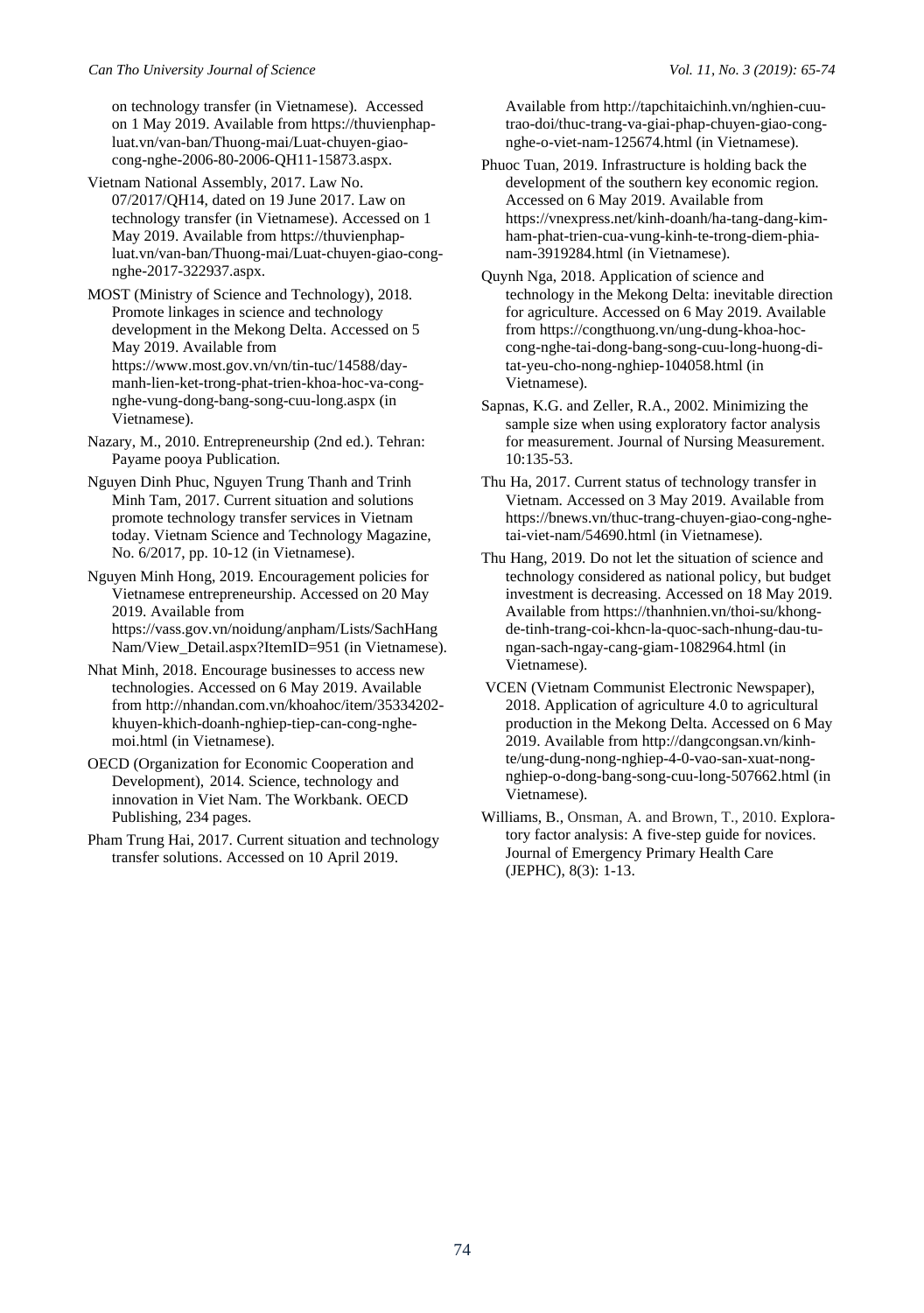on technology transfer (in Vietnamese). Accessed on 1 May 2019. Available from https://thuvienphap-luat.vn/van-ban/Thuong-mai/Luat-chuyen-giao-cong-nghe-2006-80-2006-QH11-15873.aspx.

Vietnam National Assembly, 2017. Law No. 07/2017/QH14, dated on 19 June 2017. Law on technology transfer (in Vietnamese). Accessed on 1 May 2019. Available from https://thuvienphap-luat.vn/van-ban/Thuong-mai/Luat-chuyen-giao-cong-nghe-2017-322937.aspx.

MOST (Ministry of Science and Technology), 2018. Promote linkages in science and technology development in the Mekong Delta. Accessed on 5 May 2019. Available from https://www.most.gov.vn/vn/tin-tuc/14588/day-manh-lien-ket-trong-phat-trien-khoa-hoc-va-cong-nghe-vung-dong-bang-song-cuu-long.aspx (in Vietnamese).

Nazary, M., 2010. Entrepreneurship (2nd ed.). Tehran: Payame pooya Publication.

Nguyen Dinh Phuc, Nguyen Trung Thanh and Trinh Minh Tam, 2017. Current situation and solutions promote technology transfer services in Vietnam today. Vietnam Science and Technology Magazine, No. 6/2017, pp. 10-12 (in Vietnamese).

Nguyen Minh Hong, 2019. Encouragement policies for Vietnamese entrepreneurship. Accessed on 20 May 2019. Available from https://vass.gov.vn/noidung/anpham/Lists/SachHangNam/View_Detail.aspx?ItemID=951 (in Vietnamese).

Nhat Minh, 2018. Encourage businesses to access new technologies. Accessed on 6 May 2019. Available from http://nhandan.com.vn/khoahoc/item/35334202-khuyen-khich-doanh-nghiep-tiep-can-cong-nghe-moi.html (in Vietnamese).

OECD (Organization for Economic Cooperation and Development), 2014. Science, technology and innovation in Viet Nam. The Workbank. OECD Publishing, 234 pages.

Pham Trung Hai, 2017. Current situation and technology transfer solutions. Accessed on 10 April 2019. Available from http://tapchitaichinh.vn/nghien-cuu-trao-doi/thuc-trang-va-giai-phap-chuyen-giao-cong-nghe-o-viet-nam-125674.html (in Vietnamese).

Phuoc Tuan, 2019. Infrastructure is holding back the development of the southern key economic region. Accessed on 6 May 2019. Available from https://vnexpress.net/kinh-doanh/ha-tang-dang-kim-ham-phat-trien-cua-vung-kinh-te-trong-diem-phia-nam-3919284.html (in Vietnamese).

Quynh Nga, 2018. Application of science and technology in the Mekong Delta: inevitable direction for agriculture. Accessed on 6 May 2019. Available from https://congthuong.vn/ung-dung-khoa-hoc-cong-nghe-tai-dong-bang-song-cuu-long-huong-di-tat-yeu-cho-nong-nghiep-104058.html (in Vietnamese).

Sapnas, K.G. and Zeller, R.A., 2002. Minimizing the sample size when using exploratory factor analysis for measurement. Journal of Nursing Measurement. 10:135-53.

Thu Ha, 2017. Current status of technology transfer in Vietnam. Accessed on 3 May 2019. Available from https://bnews.vn/thuc-trang-chuyen-giao-cong-nghe-tai-viet-nam/54690.html (in Vietnamese).

Thu Hang, 2019. Do not let the situation of science and technology considered as national policy, but budget investment is decreasing. Accessed on 18 May 2019. Available from https://thanhnien.vn/thoi-su/khong-de-tinh-trang-coi-khcn-la-quoc-sach-nhung-dau-tu-ngan-sach-ngay-cang-giam-1082964.html (in Vietnamese).

VCEN (Vietnam Communist Electronic Newspaper), 2018. Application of agriculture 4.0 to agricultural production in the Mekong Delta. Accessed on 6 May 2019. Available from http://dangcongsan.vn/kinh-te/ung-dung-nong-nghiep-4-0-vao-san-xuat-nong-nghiep-o-dong-bang-song-cuu-long-507662.html (in Vietnamese).

Williams, B., Onsman, A. and Brown, T., 2010. Exploratory factor analysis: A five-step guide for novices. Journal of Emergency Primary Health Care (JEPHC), 8(3): 1-13.